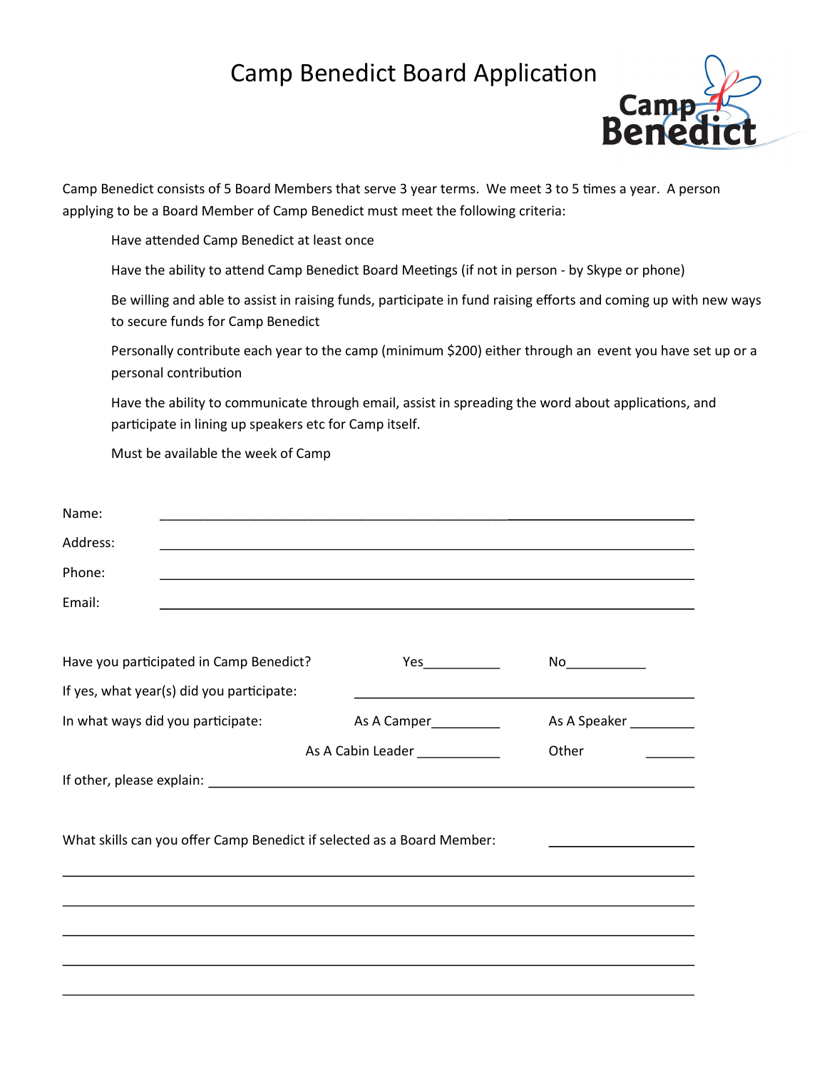# Camp Benedict Board Application

Camp Benedict consists of 5 Board Members that serve 3 year terms. We meet 3 to 5 times a year. A person applying to be a Board Member of Camp Benedict must meet the following criteria:

- Have attended Camp Benedict at least once
- Have the ability to attend Camp Benedict Board Meetings (if not in person - by Skype or phone)
- Be willing and able to assist in raising funds, participate in fund raising efforts and coming up with new ways to secure funds for Camp Benedict
- Personally contribute each year to the camp (minimum $200) either through an event you have set up or a personal contribution
- Have the ability to communicate through email, assist in spreading the word about applications, and participate in lining up speakers etc for Camp itself.
- Must be available the week of Camp

Name: ____________________________________________

Address: ____________________________________________

Phone: ____________________________________________

Email: ____________________________________________

Have you participated in Camp Benedict? Yes__________ No__________

If yes, what year(s) did you participate: ____________________________________________

In what ways did you participate: As A Camper_________ As A Speaker _________

As A Cabin Leader ___________ Other _______

If other, please explain: ____________________________________________

What skills can you offer Camp Benedict if selected as a Board Member: ____________________

____________________________________________

____________________________________________

____________________________________________

____________________________________________

____________________________________________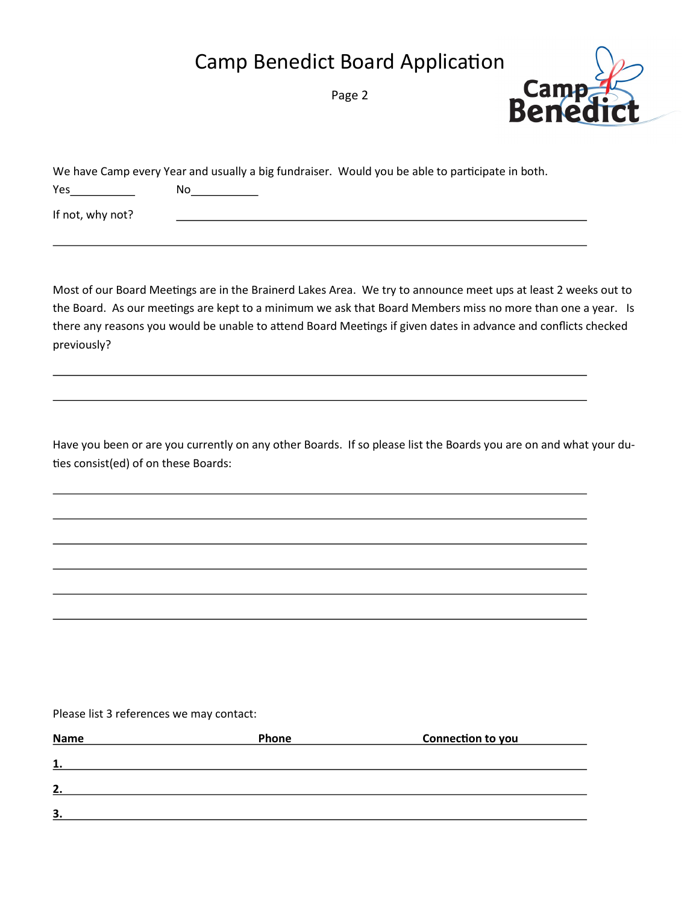# Camp Benedict Board Application

We have Camp every Year and usually a big fundraiser. Would you be able to participate in both.

Yes___________ No___________

If not, why not? ______________________________________________________________

_____________________________________________________________________________

Most of our Board Meetings are in the Brainerd Lakes Area. We try to announce meet ups at least 2 weeks out to the Board. As our meetings are kept to a minimum we ask that Board Members miss no more than one a year. Is there any reasons you would be unable to attend Board Meetings if given dates in advance and conflicts checked previously?

_____________________________________________________________________________

_____________________________________________________________________________

Have you been or are you currently on any other Boards. If so please list the Boards you are on and what your duties consist(ed) of on these Boards:

_____________________________________________________________________________

_____________________________________________________________________________

_____________________________________________________________________________

_____________________________________________________________________________

_____________________________________________________________________________

_____________________________________________________________________________

Please list 3 references we may contact:

| | Name | Phone | Connection to you |
|---|---|---|---|
| **1.** | | | |
| **2.** | | | |
| **3.** | | | |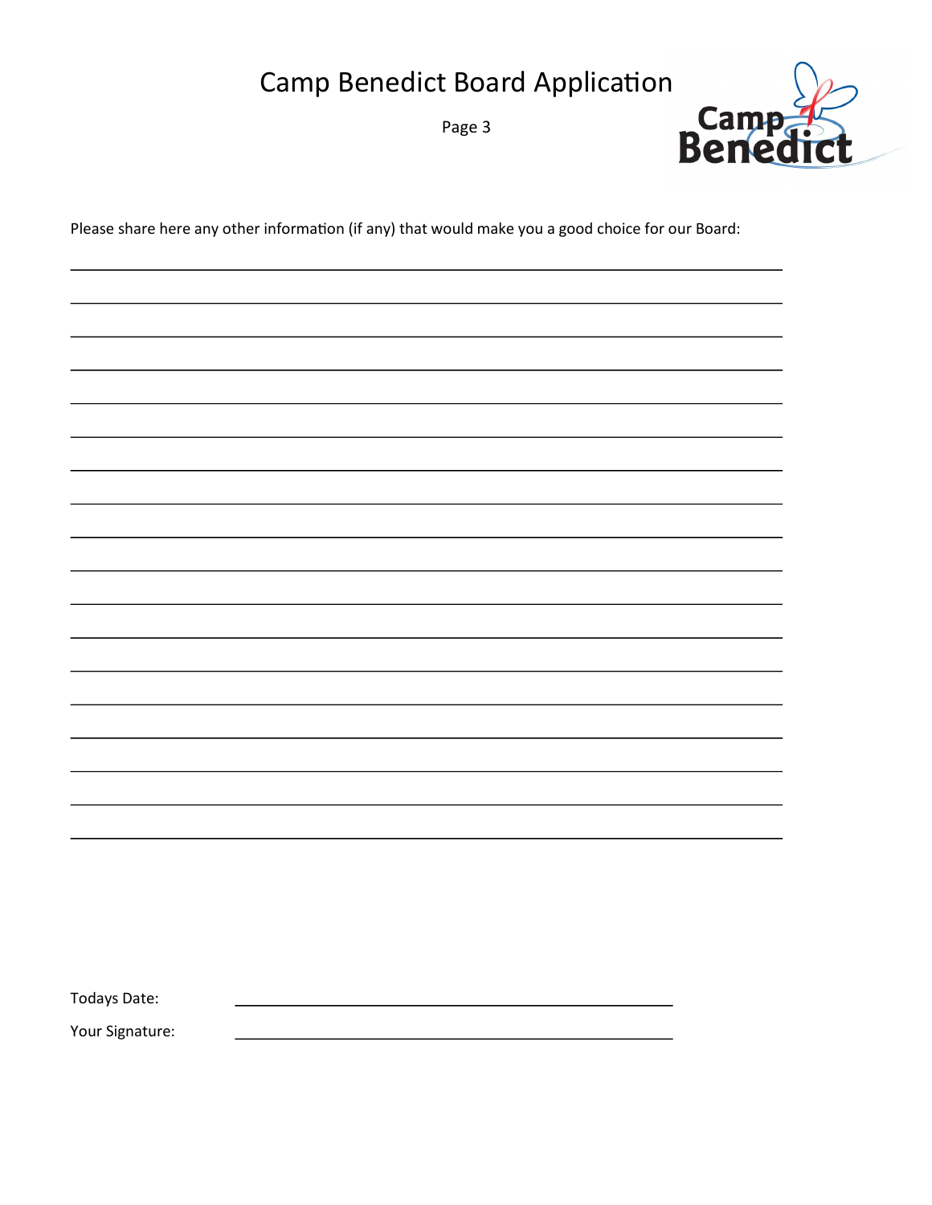# Camp Benedict Board Application

Please share here any other information (if any) that would make you a good choice for our Board:

\_\_\_\_\_\_\_\_\_\_\_\_\_\_\_\_\_\_\_\_\_\_\_\_\_\_\_\_\_\_\_\_\_\_\_\_\_\_\_\_\_\_\_\_\_\_\_\_\_\_\_\_\_\_\_\_\_\_\_\_\_\_\_\_\_\_\_\_\_\_\_\_\_\_\_\_

\_\_\_\_\_\_\_\_\_\_\_\_\_\_\_\_\_\_\_\_\_\_\_\_\_\_\_\_\_\_\_\_\_\_\_\_\_\_\_\_\_\_\_\_\_\_\_\_\_\_\_\_\_\_\_\_\_\_\_\_\_\_\_\_\_\_\_\_\_\_\_\_\_\_\_\_

\_\_\_\_\_\_\_\_\_\_\_\_\_\_\_\_\_\_\_\_\_\_\_\_\_\_\_\_\_\_\_\_\_\_\_\_\_\_\_\_\_\_\_\_\_\_\_\_\_\_\_\_\_\_\_\_\_\_\_\_\_\_\_\_\_\_\_\_\_\_\_\_\_\_\_\_

\_\_\_\_\_\_\_\_\_\_\_\_\_\_\_\_\_\_\_\_\_\_\_\_\_\_\_\_\_\_\_\_\_\_\_\_\_\_\_\_\_\_\_\_\_\_\_\_\_\_\_\_\_\_\_\_\_\_\_\_\_\_\_\_\_\_\_\_\_\_\_\_\_\_\_\_

\_\_\_\_\_\_\_\_\_\_\_\_\_\_\_\_\_\_\_\_\_\_\_\_\_\_\_\_\_\_\_\_\_\_\_\_\_\_\_\_\_\_\_\_\_\_\_\_\_\_\_\_\_\_\_\_\_\_\_\_\_\_\_\_\_\_\_\_\_\_\_\_\_\_\_\_

\_\_\_\_\_\_\_\_\_\_\_\_\_\_\_\_\_\_\_\_\_\_\_\_\_\_\_\_\_\_\_\_\_\_\_\_\_\_\_\_\_\_\_\_\_\_\_\_\_\_\_\_\_\_\_\_\_\_\_\_\_\_\_\_\_\_\_\_\_\_\_\_\_\_\_\_

\_\_\_\_\_\_\_\_\_\_\_\_\_\_\_\_\_\_\_\_\_\_\_\_\_\_\_\_\_\_\_\_\_\_\_\_\_\_\_\_\_\_\_\_\_\_\_\_\_\_\_\_\_\_\_\_\_\_\_\_\_\_\_\_\_\_\_\_\_\_\_\_\_\_\_\_

\_\_\_\_\_\_\_\_\_\_\_\_\_\_\_\_\_\_\_\_\_\_\_\_\_\_\_\_\_\_\_\_\_\_\_\_\_\_\_\_\_\_\_\_\_\_\_\_\_\_\_\_\_\_\_\_\_\_\_\_\_\_\_\_\_\_\_\_\_\_\_\_\_\_\_\_

\_\_\_\_\_\_\_\_\_\_\_\_\_\_\_\_\_\_\_\_\_\_\_\_\_\_\_\_\_\_\_\_\_\_\_\_\_\_\_\_\_\_\_\_\_\_\_\_\_\_\_\_\_\_\_\_\_\_\_\_\_\_\_\_\_\_\_\_\_\_\_\_\_\_\_\_

\_\_\_\_\_\_\_\_\_\_\_\_\_\_\_\_\_\_\_\_\_\_\_\_\_\_\_\_\_\_\_\_\_\_\_\_\_\_\_\_\_\_\_\_\_\_\_\_\_\_\_\_\_\_\_\_\_\_\_\_\_\_\_\_\_\_\_\_\_\_\_\_\_\_\_\_

\_\_\_\_\_\_\_\_\_\_\_\_\_\_\_\_\_\_\_\_\_\_\_\_\_\_\_\_\_\_\_\_\_\_\_\_\_\_\_\_\_\_\_\_\_\_\_\_\_\_\_\_\_\_\_\_\_\_\_\_\_\_\_\_\_\_\_\_\_\_\_\_\_\_\_\_

\_\_\_\_\_\_\_\_\_\_\_\_\_\_\_\_\_\_\_\_\_\_\_\_\_\_\_\_\_\_\_\_\_\_\_\_\_\_\_\_\_\_\_\_\_\_\_\_\_\_\_\_\_\_\_\_\_\_\_\_\_\_\_\_\_\_\_\_\_\_\_\_\_\_\_\_

\_\_\_\_\_\_\_\_\_\_\_\_\_\_\_\_\_\_\_\_\_\_\_\_\_\_\_\_\_\_\_\_\_\_\_\_\_\_\_\_\_\_\_\_\_\_\_\_\_\_\_\_\_\_\_\_\_\_\_\_\_\_\_\_\_\_\_\_\_\_\_\_\_\_\_\_

\_\_\_\_\_\_\_\_\_\_\_\_\_\_\_\_\_\_\_\_\_\_\_\_\_\_\_\_\_\_\_\_\_\_\_\_\_\_\_\_\_\_\_\_\_\_\_\_\_\_\_\_\_\_\_\_\_\_\_\_\_\_\_\_\_\_\_\_\_\_\_\_\_\_\_\_

\_\_\_\_\_\_\_\_\_\_\_\_\_\_\_\_\_\_\_\_\_\_\_\_\_\_\_\_\_\_\_\_\_\_\_\_\_\_\_\_\_\_\_\_\_\_\_\_\_\_\_\_\_\_\_\_\_\_\_\_\_\_\_\_\_\_\_\_\_\_\_\_\_\_\_\_

\_\_\_\_\_\_\_\_\_\_\_\_\_\_\_\_\_\_\_\_\_\_\_\_\_\_\_\_\_\_\_\_\_\_\_\_\_\_\_\_\_\_\_\_\_\_\_\_\_\_\_\_\_\_\_\_\_\_\_\_\_\_\_\_\_\_\_\_\_\_\_\_\_\_\_\_

\_\_\_\_\_\_\_\_\_\_\_\_\_\_\_\_\_\_\_\_\_\_\_\_\_\_\_\_\_\_\_\_\_\_\_\_\_\_\_\_\_\_\_\_\_\_\_\_\_\_\_\_\_\_\_\_\_\_\_\_\_\_\_\_\_\_\_\_\_\_\_\_\_\_\_\_

\_\_\_\_\_\_\_\_\_\_\_\_\_\_\_\_\_\_\_\_\_\_\_\_\_\_\_\_\_\_\_\_\_\_\_\_\_\_\_\_\_\_\_\_\_\_\_\_\_\_\_\_\_\_\_\_\_\_\_\_\_\_\_\_\_\_\_\_\_\_\_\_\_\_\_\_

Todays Date: \_\_\_\_\_\_\_\_\_\_\_\_\_\_\_\_\_\_\_\_\_\_\_\_\_\_\_\_\_\_\_\_\_\_\_\_\_\_\_\_\_\_\_\_

Your Signature: \_\_\_\_\_\_\_\_\_\_\_\_\_\_\_\_\_\_\_\_\_\_\_\_\_\_\_\_\_\_\_\_\_\_\_\_\_\_\_\_\_\_\_\_